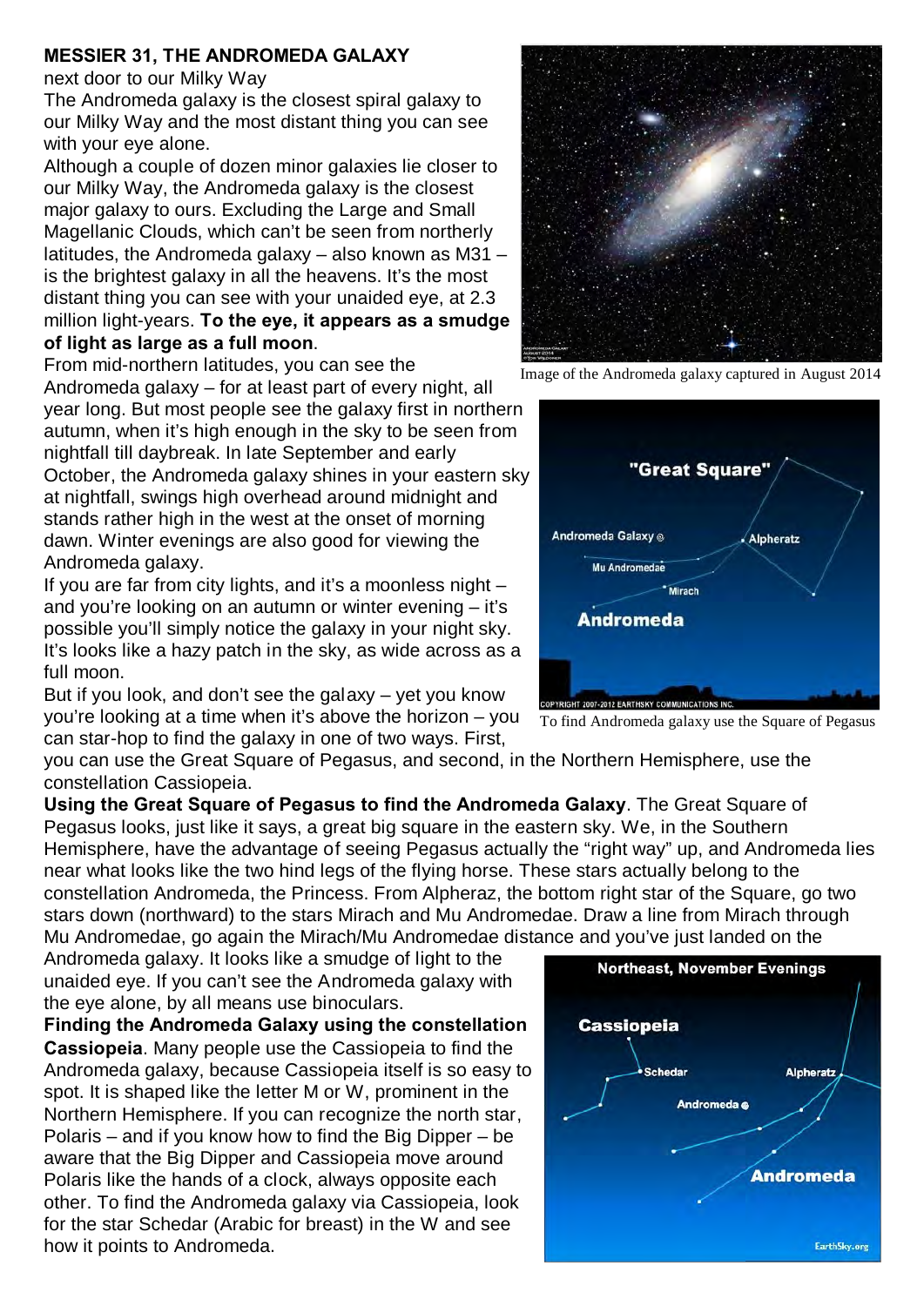**MESSIER 31, THE ANDROMEDA GALAXY**

next door to our Milky Way

The Andromeda galaxy is the closest spiral galaxy to our Milky Way and the most distant thing you can see with your eye alone.

Although a couple of dozen minor galaxies lie closer to our Milky Way, the Andromeda galaxy is the closest major galaxy to ours. Excluding the Large and Small Magellanic Clouds, which can't be seen from northerly latitudes, the Andromeda galaxy – also known as M31 – is the brightest galaxy in all the heavens. It's the most distant thing you can see with your unaided eye, at 2.3 million light-years. **To the eye, it appears as a smudge of light as large as a full moon**.

Image of the Andromeda galaxy captured in August 2014

From mid-northern latitudes, you can see the Andromeda galaxy – for at least part of every night, all year long. But most people see the galaxy first in northern autumn, when it's high enough in the sky to be seen from nightfall till daybreak. In late September and early October, the Andromeda galaxy shines in your eastern sky at nightfall, swings high overhead around midnight and stands rather high in the west at the onset of morning dawn. Winter evenings are also good for viewing the Andromeda galaxy.

If you are far from city lights, and it's a moonless night – and you're looking on an autumn or winter evening – it's possible you'll simply notice the galaxy in your night sky. It's looks like a hazy patch in the sky, as wide across as a full moon.

To find Andromeda galaxy use the Square of Pegasus

But if you look, and don't see the galaxy – yet you know you're looking at a time when it's above the horizon – you can star-hop to find the galaxy in one of two ways. First, you can use the Great Square of Pegasus, and second, in the Northern Hemisphere, use the constellation Cassiopeia.

**Using the Great Square of Pegasus to find the Andromeda Galaxy**. The Great Square of Pegasus looks, just like it says, a great big square in the eastern sky. We, in the Southern Hemisphere, have the advantage of seeing Pegasus actually the "right way" up, and Andromeda lies near what looks like the two hind legs of the flying horse. These stars actually belong to the constellation Andromeda, the Princess. From Alpheraz, the bottom right star of the Square, go two stars down (northward) to the stars Mirach and Mu Andromedae. Draw a line from Mirach through Mu Andromedae, go again the Mirach/Mu Andromedae distance and you've just landed on the Andromeda galaxy. It looks like a smudge of light to the unaided eye. If you can't see the Andromeda galaxy with the eye alone, by all means use binoculars.

**Finding the Andromeda Galaxy using the constellation Cassiopeia**. Many people use the Cassiopeia to find the Andromeda galaxy, because Cassiopeia itself is so easy to spot. It is shaped like the letter M or W, prominent in the Northern Hemisphere. If you can recognize the north star, Polaris – and if you know how to find the Big Dipper – be aware that the Big Dipper and Cassiopeia move around Polaris like the hands of a clock, always opposite each other. To find the Andromeda galaxy via Cassiopeia, look for the star Schedar (Arabic for breast) in the W and see how it points to Andromeda.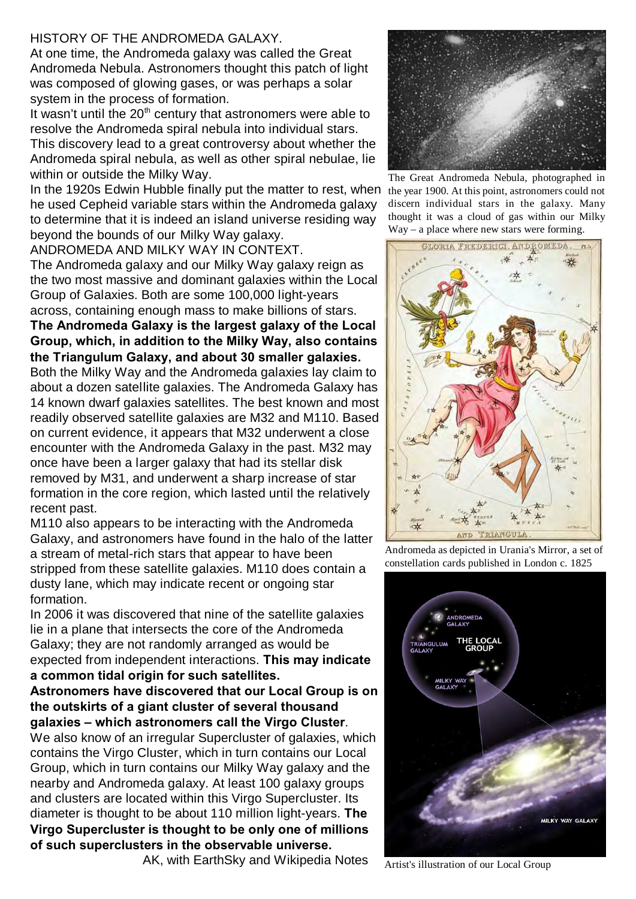## HISTORY OF THE ANDROMEDA GALAXY.

At one time, the Andromeda galaxy was called the Great Andromeda Nebula. Astronomers thought this patch of light was composed of glowing gases, or was perhaps a solar system in the process of formation.

It wasn't until the 20th century that astronomers were able to resolve the Andromeda spiral nebula into individual stars. This discovery lead to a great controversy about whether the Andromeda spiral nebula, as well as other spiral nebulae, lie within or outside the Milky Way.

In the 1920s Edwin Hubble finally put the matter to rest, when he used Cepheid variable stars within the Andromeda galaxy to determine that it is indeed an island universe residing way beyond the bounds of our Milky Way galaxy.

## ANDROMEDA AND MILKY WAY IN CONTEXT.

The Andromeda galaxy and our Milky Way galaxy reign as the two most massive and dominant galaxies within the Local Group of Galaxies. Both are some 100,000 light-years across, containing enough mass to make billions of stars.

**The Andromeda Galaxy is the largest galaxy of the Local Group, which, in addition to the Milky Way, also contains the Triangulum Galaxy, and about 30 smaller galaxies.**

Both the Milky Way and the Andromeda galaxies lay claim to about a dozen satellite galaxies. The Andromeda Galaxy has 14 known dwarf galaxies satellites. The best known and most readily observed satellite galaxies are M32 and M110. Based on current evidence, it appears that M32 underwent a close encounter with the Andromeda Galaxy in the past. M32 may once have been a larger galaxy that had its stellar disk removed by M31, and underwent a sharp increase of star formation in the core region, which lasted until the relatively recent past.

M110 also appears to be interacting with the Andromeda Galaxy, and astronomers have found in the halo of the latter a stream of metal-rich stars that appear to have been stripped from these satellite galaxies. M110 does contain a dusty lane, which may indicate recent or ongoing star formation.

In 2006 it was discovered that nine of the satellite galaxies lie in a plane that intersects the core of the Andromeda Galaxy; they are not randomly arranged as would be expected from independent interactions. **This may indicate a common tidal origin for such satellites.**

**Astronomers have discovered that our Local Group is on the outskirts of a giant cluster of several thousand galaxies – which astronomers call the Virgo Cluster**.

We also know of an irregular Supercluster of galaxies, which contains the Virgo Cluster, which in turn contains our Local Group, which in turn contains our Milky Way galaxy and the nearby and Andromeda galaxy. At least 100 galaxy groups and clusters are located within this Virgo Supercluster. Its diameter is thought to be about 110 million light-years. **The Virgo Supercluster is thought to be only one of millions of such superclusters in the observable universe.**

AK, with EarthSky and Wikipedia Notes

The Great Andromeda Nebula, photographed in the year 1900. At this point, astronomers could not discern individual stars in the galaxy. Many thought it was a cloud of gas within our Milky Way – a place where new stars were forming.

Andromeda as depicted in Urania's Mirror, a set of constellation cards published in London c. 1825

Artist's illustration of our Local Group